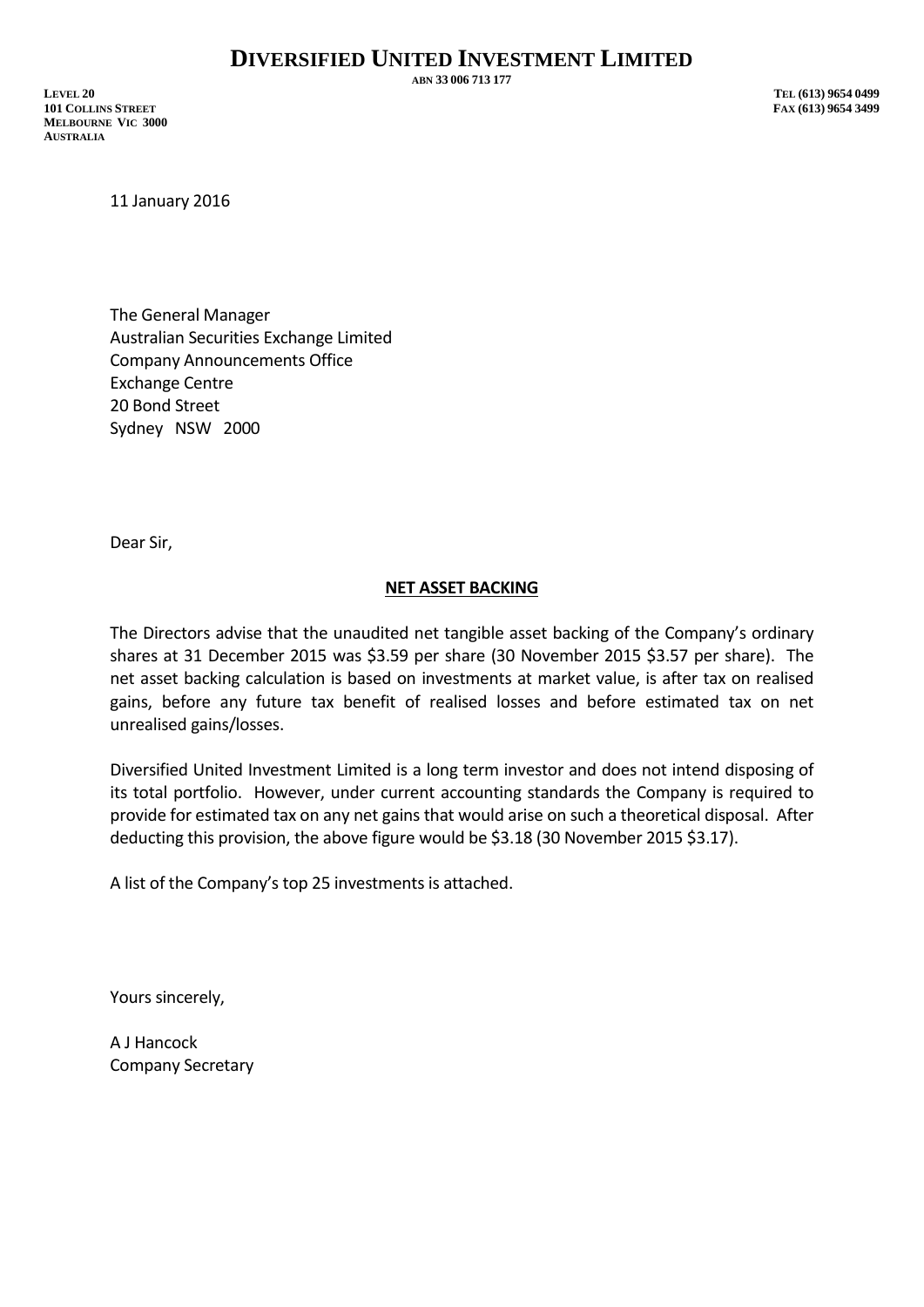# DIVERSIFIED UNITED INVESTMENT LIMITED

ABN 33 006 713 177

LEVEL 20
101 COLLINS STREET
MELBOURNE VIC 3000
AUSTRALIA

TEL (613) 9654 0499
FAX (613) 9654 3499

11 January 2016

The General Manager
Australian Securities Exchange Limited
Company Announcements Office
Exchange Centre
20 Bond Street
Sydney NSW 2000

Dear Sir,

**NET ASSET BACKING**

The Directors advise that the unaudited net tangible asset backing of the Company's ordinary shares at 31 December 2015 was $3.59 per share (30 November 2015 $3.57 per share). The net asset backing calculation is based on investments at market value, is after tax on realised gains, before any future tax benefit of realised losses and before estimated tax on net unrealised gains/losses.

Diversified United Investment Limited is a long term investor and does not intend disposing of its total portfolio. However, under current accounting standards the Company is required to provide for estimated tax on any net gains that would arise on such a theoretical disposal. After deducting this provision, the above figure would be $3.18 (30 November 2015 $3.17).

A list of the Company's top 25 investments is attached.

Yours sincerely,

A J Hancock
Company Secretary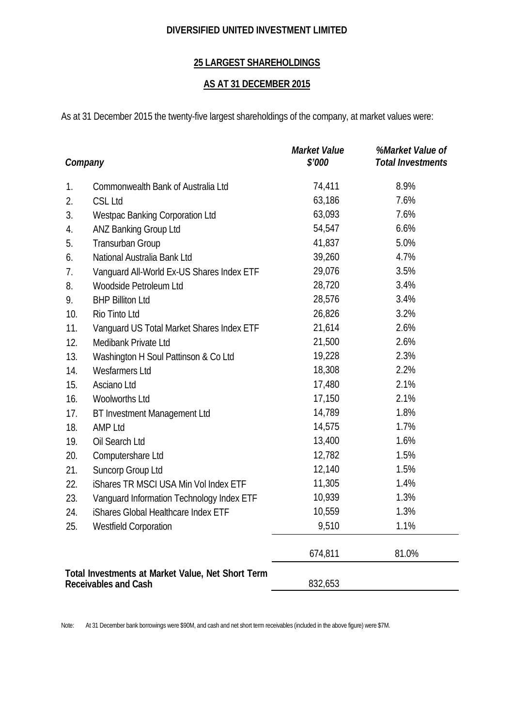**DIVERSIFIED UNITED INVESTMENT LIMITED**

**25 LARGEST SHAREHOLDINGS**

**AS AT 31 DECEMBER 2015**

As at 31 December 2015 the twenty-five largest shareholdings of the company, at market values were:

| *Company* | | *Market Value $'000* | *%Market Value of Total Investments* |
|---|---|---|---|
| 1. | Commonwealth Bank of Australia Ltd | 74,411 | 8.9% |
| 2. | CSL Ltd | 63,186 | 7.6% |
| 3. | Westpac Banking Corporation Ltd | 63,093 | 7.6% |
| 4. | ANZ Banking Group Ltd | 54,547 | 6.6% |
| 5. | Transurban Group | 41,837 | 5.0% |
| 6. | National Australia Bank Ltd | 39,260 | 4.7% |
| 7. | Vanguard All-World Ex-US Shares Index ETF | 29,076 | 3.5% |
| 8. | Woodside Petroleum Ltd | 28,720 | 3.4% |
| 9. | BHP Billiton Ltd | 28,576 | 3.4% |
| 10. | Rio Tinto Ltd | 26,826 | 3.2% |
| 11. | Vanguard US Total Market Shares Index ETF | 21,614 | 2.6% |
| 12. | Medibank Private Ltd | 21,500 | 2.6% |
| 13. | Washington H Soul Pattinson & Co Ltd | 19,228 | 2.3% |
| 14. | Wesfarmers Ltd | 18,308 | 2.2% |
| 15. | Asciano Ltd | 17,480 | 2.1% |
| 16. | Woolworths Ltd | 17,150 | 2.1% |
| 17. | BT Investment Management Ltd | 14,789 | 1.8% |
| 18. | AMP Ltd | 14,575 | 1.7% |
| 19. | Oil Search Ltd | 13,400 | 1.6% |
| 20. | Computershare Ltd | 12,782 | 1.5% |
| 21. | Suncorp Group Ltd | 12,140 | 1.5% |
| 22. | iShares TR MSCI USA Min Vol Index ETF | 11,305 | 1.4% |
| 23. | Vanguard Information Technology Index ETF | 10,939 | 1.3% |
| 24. | iShares Global Healthcare Index ETF | 10,559 | 1.3% |
| 25. | Westfield Corporation | 9,510 | 1.1% |
| | | 674,811 | 81.0% |
| **Total Investments at Market Value, Net Short Term Receivables and Cash** | | 832,653 | |

Note: At 31 December bank borrowings were $90M, and cash and net short term receivables (included in the above figure) were $7M.